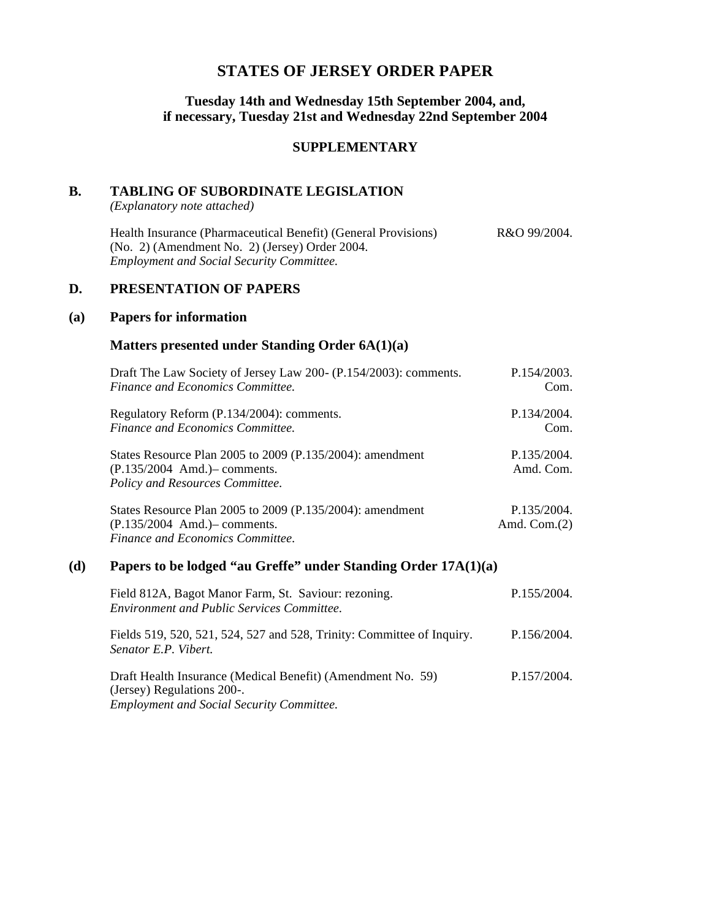# STATES OF JERSEY ORDER PAPER

**Tuesday 14th and Wednesday 15th September 2004, and, if necessary, Tuesday 21st and Wednesday 22nd September 2004**

**SUPPLEMENTARY**

## B. TABLING OF SUBORDINATE LEGISLATION

*(Explanatory note attached)*

Health Insurance (Pharmaceutical Benefit) (General Provisions) (No. 2) (Amendment No. 2) (Jersey) Order 2004. — R&O 99/2004.
*Employment and Social Security Committee.*

## D. PRESENTATION OF PAPERS

### (a) Papers for information

### Matters presented under Standing Order 6A(1)(a)

Draft The Law Society of Jersey Law 200- (P.154/2003): comments. — P.154/2003. Com.
*Finance and Economics Committee.*

Regulatory Reform (P.134/2004): comments. — P.134/2004. Com.
*Finance and Economics Committee.*

States Resource Plan 2005 to 2009 (P.135/2004): amendment (P.135/2004 Amd.)– comments. — P.135/2004. Amd. Com.
*Policy and Resources Committee.*

States Resource Plan 2005 to 2009 (P.135/2004): amendment (P.135/2004 Amd.)– comments. — P.135/2004. Amd. Com.(2)
*Finance and Economics Committee.*

### (d) Papers to be lodged "au Greffe" under Standing Order 17A(1)(a)

Field 812A, Bagot Manor Farm, St. Saviour: rezoning. — P.155/2004.
*Environment and Public Services Committee.*

Fields 519, 520, 521, 524, 527 and 528, Trinity: Committee of Inquiry. — P.156/2004.
*Senator E.P. Vibert.*

Draft Health Insurance (Medical Benefit) (Amendment No. 59) (Jersey) Regulations 200-. — P.157/2004.
*Employment and Social Security Committee.*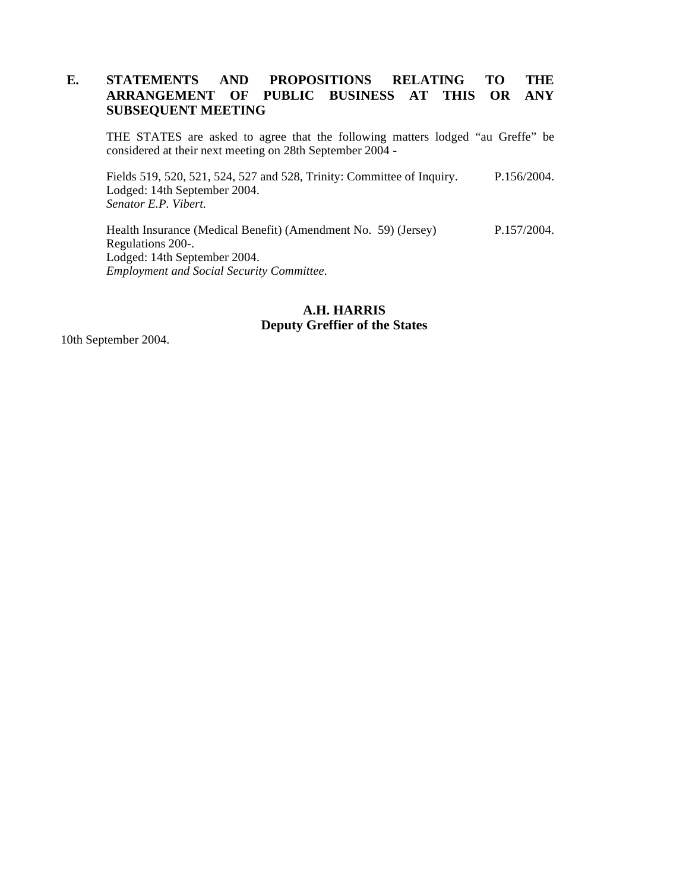## E. STATEMENTS AND PROPOSITIONS RELATING TO THE ARRANGEMENT OF PUBLIC BUSINESS AT THIS OR ANY SUBSEQUENT MEETING

THE STATES are asked to agree that the following matters lodged "au Greffe" be considered at their next meeting on 28th September 2004 -

Fields 519, 520, 521, 524, 527 and 528, Trinity: Committee of Inquiry. P.156/2004.
Lodged: 14th September 2004.
*Senator E.P. Vibert.*

Health Insurance (Medical Benefit) (Amendment No. 59) (Jersey) Regulations 200-. P.157/2004.
Lodged: 14th September 2004.
*Employment and Social Security Committee.*

**A.H. HARRIS**
**Deputy Greffier of the States**

10th September 2004.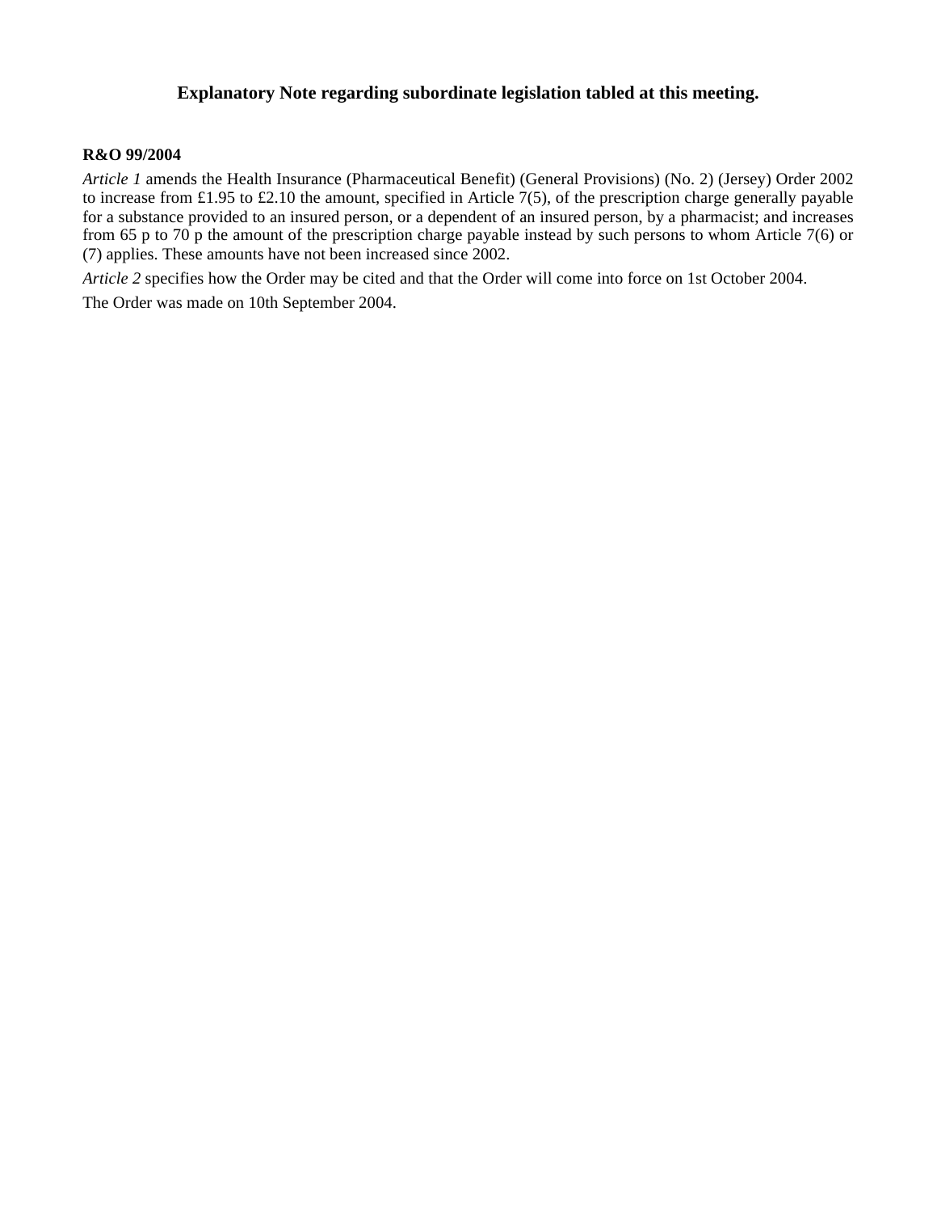## Explanatory Note regarding subordinate legislation tabled at this meeting.

**R&O 99/2004**

*Article 1* amends the Health Insurance (Pharmaceutical Benefit) (General Provisions) (No. 2) (Jersey) Order 2002 to increase from £1.95 to £2.10 the amount, specified in Article 7(5), of the prescription charge generally payable for a substance provided to an insured person, or a dependent of an insured person, by a pharmacist; and increases from 65 p to 70 p the amount of the prescription charge payable instead by such persons to whom Article 7(6) or (7) applies. These amounts have not been increased since 2002.

*Article 2* specifies how the Order may be cited and that the Order will come into force on 1st October 2004.

The Order was made on 10th September 2004.